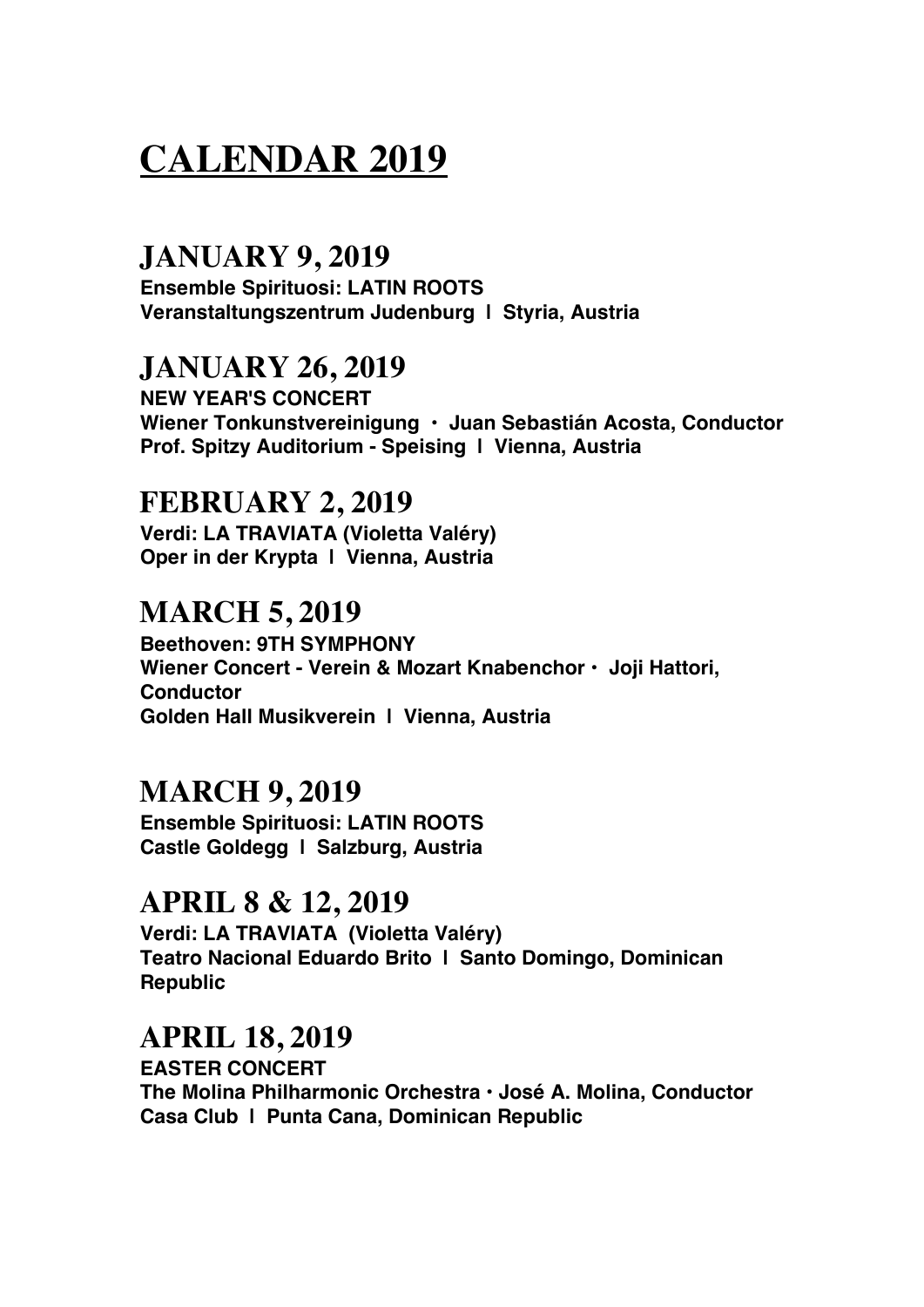# CALENDAR 2019

## JANUARY 9, 2019

**Ensemble Spirituosi: LATIN ROOTS**
**Veranstaltungszentrum Judenburg l Styria, Austria**

## JANUARY 26, 2019

**NEW YEAR'S CONCERT**
**Wiener Tonkunstvereinigung • Juan Sebastián Acosta, Conductor**
**Prof. Spitzy Auditorium - Speising l Vienna, Austria**

## FEBRUARY 2, 2019

**Verdi: LA TRAVIATA (Violetta Valéry)**
**Oper in der Krypta l Vienna, Austria**

## MARCH 5, 2019

**Beethoven: 9TH SYMPHONY**
**Wiener Concert - Verein & Mozart Knabenchor • Joji Hattori, Conductor**
**Golden Hall Musikverein l Vienna, Austria**

## MARCH 9, 2019

**Ensemble Spirituosi: LATIN ROOTS**
**Castle Goldegg l Salzburg, Austria**

## APRIL 8 & 12, 2019

**Verdi: LA TRAVIATA (Violetta Valéry)**
**Teatro Nacional Eduardo Brito l Santo Domingo, Dominican Republic**

## APRIL 18, 2019

**EASTER CONCERT**
**The Molina Philharmonic Orchestra • José A. Molina, Conductor**
**Casa Club l Punta Cana, Dominican Republic**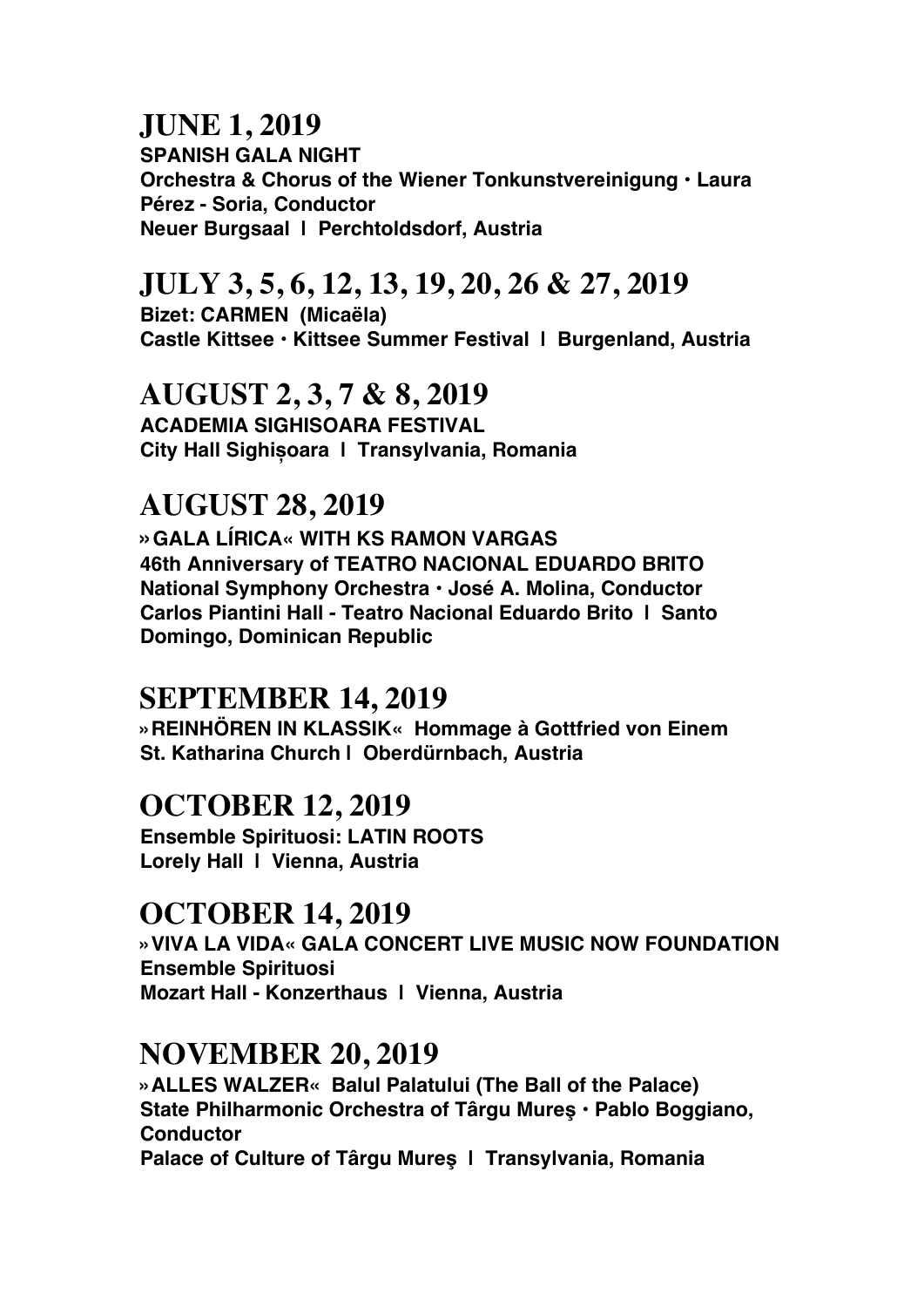## JUNE 1, 2019

**SPANISH GALA NIGHT**
**Orchestra & Chorus of the Wiener Tonkunstvereinigung · Laura Pérez - Soria, Conductor**
**Neuer Burgsaal l Perchtoldsdorf, Austria**

## JULY 3, 5, 6, 12, 13, 19, 20, 26 & 27, 2019

**Bizet: CARMEN (Micaëla)**
**Castle Kittsee · Kittsee Summer Festival l Burgenland, Austria**

## AUGUST 2, 3, 7 & 8, 2019

**ACADEMIA SIGHISOARA FESTIVAL**
**City Hall Sighișoara l Transylvania, Romania**

## AUGUST 28, 2019

**»GALA LÍRICA« WITH KS RAMON VARGAS**
**46th Anniversary of TEATRO NACIONAL EDUARDO BRITO**
**National Symphony Orchestra · José A. Molina, Conductor**
**Carlos Piantini Hall - Teatro Nacional Eduardo Brito l Santo Domingo, Dominican Republic**

## SEPTEMBER 14, 2019

**»REINHÖREN IN KLASSIK« Hommage à Gottfried von Einem**
**St. Katharina Church l Oberdürnbach, Austria**

## OCTOBER 12, 2019

**Ensemble Spirituosi: LATIN ROOTS**
**Lorely Hall l Vienna, Austria**

## OCTOBER 14, 2019

**»VIVA LA VIDA« GALA CONCERT LIVE MUSIC NOW FOUNDATION**
**Ensemble Spirituosi**
**Mozart Hall - Konzerthaus l Vienna, Austria**

## NOVEMBER 20, 2019

**»ALLES WALZER« Balul Palatului (The Ball of the Palace)**
**State Philharmonic Orchestra of Târgu Mureş · Pablo Boggiano, Conductor**
**Palace of Culture of Târgu Mureş l Transylvania, Romania**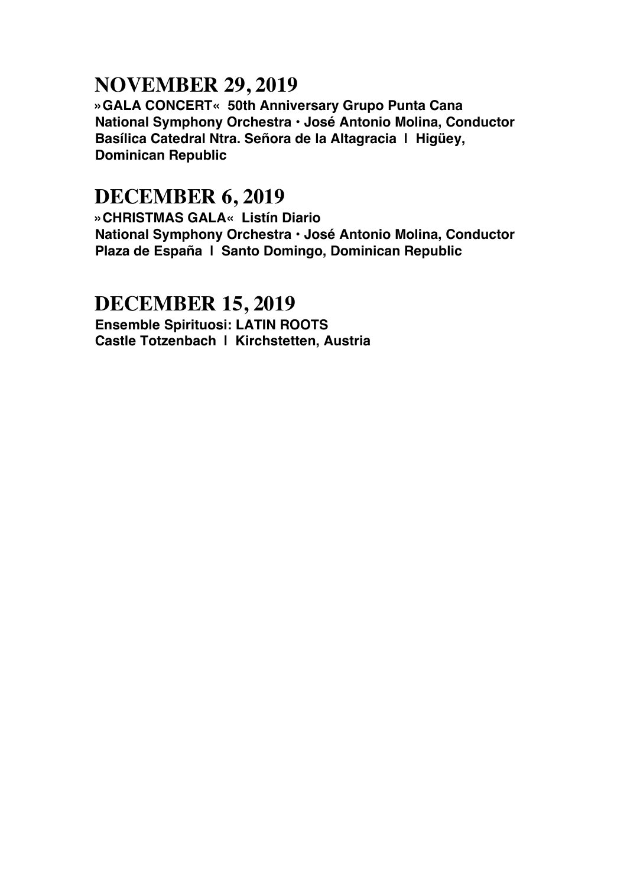## NOVEMBER 29, 2019

**»GALA CONCERT« 50th Anniversary Grupo Punta Cana**
**National Symphony Orchestra • José Antonio Molina, Conductor**
**Basílica Catedral Ntra. Señora de la Altagracia I Higüey, Dominican Republic**

## DECEMBER 6, 2019

**»CHRISTMAS GALA« Listín Diario**
**National Symphony Orchestra • José Antonio Molina, Conductor**
**Plaza de España I Santo Domingo, Dominican Republic**

## DECEMBER 15, 2019

**Ensemble Spirituosi: LATIN ROOTS**
**Castle Totzenbach I Kirchstetten, Austria**